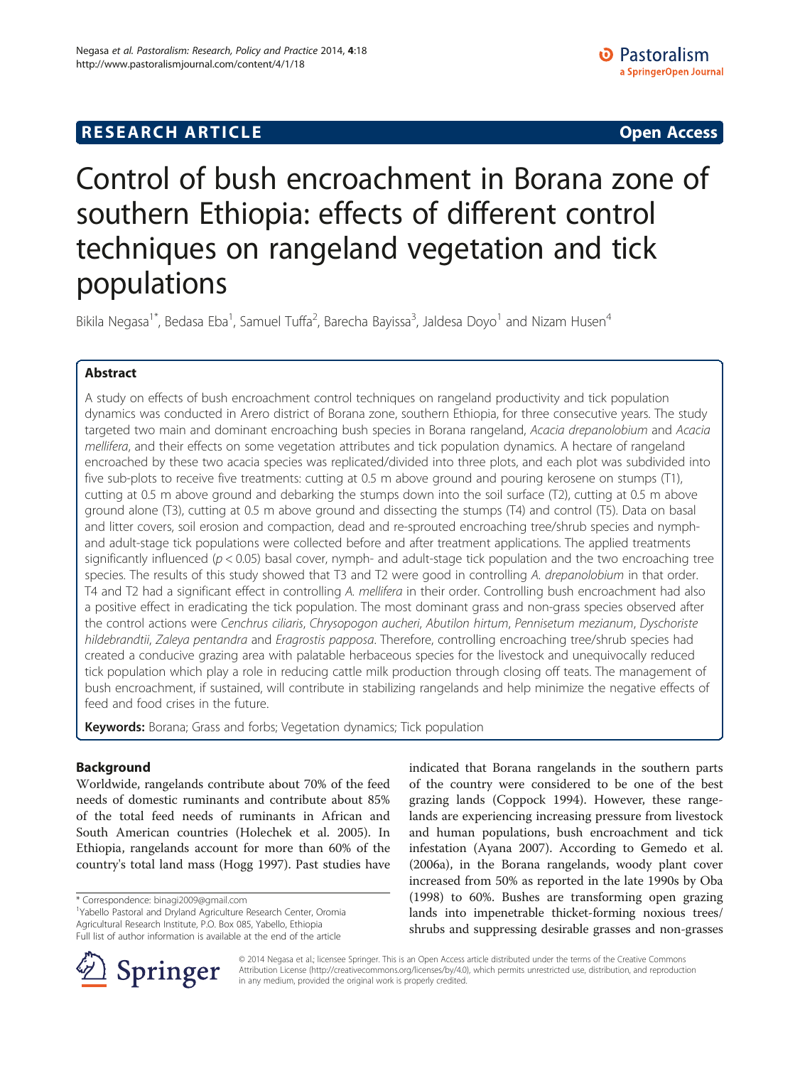# Control of bush encroachment in Borana zone of southern Ethiopia: effects of different control techniques on rangeland vegetation and tick populations

Bikila Negasa[1*], Bedasa Eba[1], Samuel Tuffa[2], Barecha Bayissa[3], Jaldesa Doyo[1] and Nizam Husen[4]

## Abstract

A study on effects of bush encroachment control techniques on rangeland productivity and tick population dynamics was conducted in Arero district of Borana zone, southern Ethiopia, for three consecutive years. The study targeted two main and dominant encroaching bush species in Borana rangeland, *Acacia drepanolobium* and *Acacia mellifera*, and their effects on some vegetation attributes and tick population dynamics. A hectare of rangeland encroached by these two acacia species was replicated/divided into three plots, and each plot was subdivided into five sub-plots to receive five treatments: cutting at 0.5 m above ground and pouring kerosene on stumps (T1), cutting at 0.5 m above ground and debarking the stumps down into the soil surface (T2), cutting at 0.5 m above ground alone (T3), cutting at 0.5 m above ground and dissecting the stumps (T4) and control (T5). Data on basal and litter covers, soil erosion and compaction, dead and re-sprouted encroaching tree/shrub species and nymph- and adult-stage tick populations were collected before and after treatment applications. The applied treatments significantly influenced ($p < 0.05$) basal cover, nymph- and adult-stage tick population and the two encroaching tree species. The results of this study showed that T3 and T2 were good in controlling *A. drepanolobium* in that order. T4 and T2 had a significant effect in controlling *A. mellifera* in their order. Controlling bush encroachment had also a positive effect in eradicating the tick population. The most dominant grass and non-grass species observed after the control actions were *Cenchrus ciliaris*, *Chrysopogon aucheri*, *Abutilon hirtum*, *Pennisetum mezianum*, *Dyschoriste hildebrandtii*, *Zaleya pentandra* and *Eragrostis papposa*. Therefore, controlling encroaching tree/shrub species had created a conducive grazing area with palatable herbaceous species for the livestock and unequivocally reduced tick population which play a role in reducing cattle milk production through closing off teats. The management of bush encroachment, if sustained, will contribute in stabilizing rangelands and help minimize the negative effects of feed and food crises in the future.

**Keywords:** Borana; Grass and forbs; Vegetation dynamics; Tick population

## Background

Worldwide, rangelands contribute about 70% of the feed needs of domestic ruminants and contribute about 85% of the total feed needs of ruminants in African and South American countries (Holechek et al. 2005). In Ethiopia, rangelands account for more than 60% of the country's total land mass (Hogg 1997). Past studies have indicated that Borana rangelands in the southern parts of the country were considered to be one of the best grazing lands (Coppock 1994). However, these rangelands are experiencing increasing pressure from livestock and human populations, bush encroachment and tick infestation (Ayana 2007). According to Gemedo et al. (2006a), in the Borana rangelands, woody plant cover increased from 50% as reported in the late 1990s by Oba (1998) to 60%. Bushes are transforming open grazing lands into impenetrable thicket-forming noxious trees/shrubs and suppressing desirable grasses and non-grasses

\* Correspondence: binagi2009@gmail.com

[1]Yabello Pastoral and Dryland Agriculture Research Center, Oromia Agricultural Research Institute, P.O. Box 085, Yabello, Ethiopia

Full list of author information is available at the end of the article

© 2014 Negasa et al.; licensee Springer. This is an Open Access article distributed under the terms of the Creative Commons Attribution License (http://creativecommons.org/licenses/by/4.0), which permits unrestricted use, distribution, and reproduction in any medium, provided the original work is properly credited.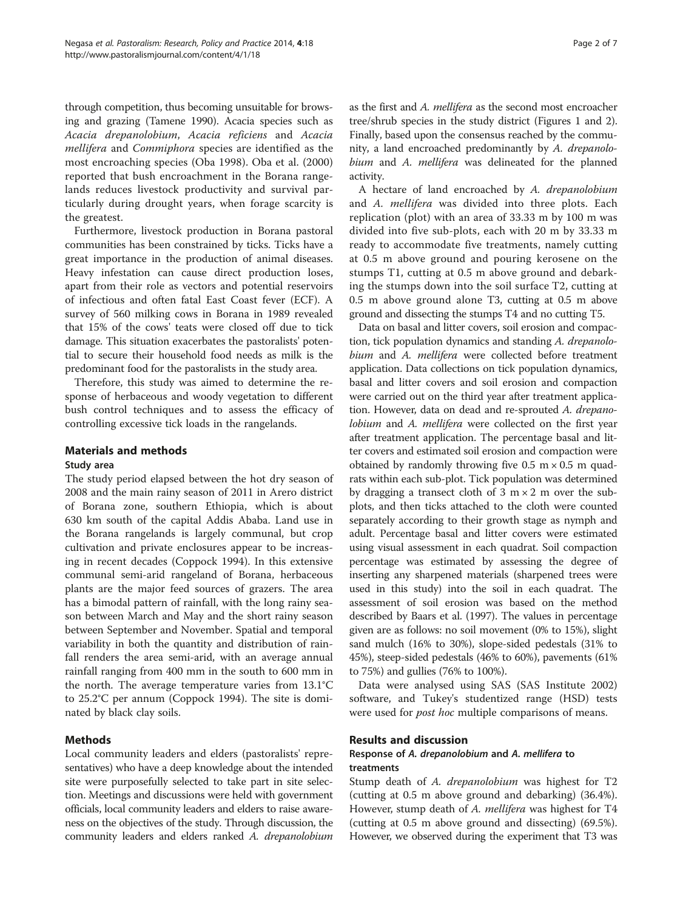through competition, thus becoming unsuitable for browsing and grazing (Tamene 1990). Acacia species such as *Acacia drepanolobium*, *Acacia reficiens* and *Acacia mellifera* and *Commiphora* species are identified as the most encroaching species (Oba 1998). Oba et al. (2000) reported that bush encroachment in the Borana rangelands reduces livestock productivity and survival particularly during drought years, when forage scarcity is the greatest.

Furthermore, livestock production in Borana pastoral communities has been constrained by ticks. Ticks have a great importance in the production of animal diseases. Heavy infestation can cause direct production loses, apart from their role as vectors and potential reservoirs of infectious and often fatal East Coast fever (ECF). A survey of 560 milking cows in Borana in 1989 revealed that 15% of the cows' teats were closed off due to tick damage. This situation exacerbates the pastoralists' potential to secure their household food needs as milk is the predominant food for the pastoralists in the study area.

Therefore, this study was aimed to determine the response of herbaceous and woody vegetation to different bush control techniques and to assess the efficacy of controlling excessive tick loads in the rangelands.

## Materials and methods

### Study area

The study period elapsed between the hot dry season of 2008 and the main rainy season of 2011 in Arero district of Borana zone, southern Ethiopia, which is about 630 km south of the capital Addis Ababa. Land use in the Borana rangelands is largely communal, but crop cultivation and private enclosures appear to be increasing in recent decades (Coppock 1994). In this extensive communal semi-arid rangeland of Borana, herbaceous plants are the major feed sources of grazers. The area has a bimodal pattern of rainfall, with the long rainy season between March and May and the short rainy season between September and November. Spatial and temporal variability in both the quantity and distribution of rainfall renders the area semi-arid, with an average annual rainfall ranging from 400 mm in the south to 600 mm in the north. The average temperature varies from 13.1°C to 25.2°C per annum (Coppock 1994). The site is dominated by black clay soils.

## Methods

Local community leaders and elders (pastoralists' representatives) who have a deep knowledge about the intended site were purposefully selected to take part in site selection. Meetings and discussions were held with government officials, local community leaders and elders to raise awareness on the objectives of the study. Through discussion, the community leaders and elders ranked *A. drepanolobium* as the first and *A. mellifera* as the second most encroacher tree/shrub species in the study district (Figures 1 and 2). Finally, based upon the consensus reached by the community, a land encroached predominantly by *A. drepanolobium* and *A. mellifera* was delineated for the planned activity.

A hectare of land encroached by *A. drepanolobium* and *A. mellifera* was divided into three plots. Each replication (plot) with an area of 33.33 m by 100 m was divided into five sub-plots, each with 20 m by 33.33 m ready to accommodate five treatments, namely cutting at 0.5 m above ground and pouring kerosene on the stumps T1, cutting at 0.5 m above ground and debarking the stumps down into the soil surface T2, cutting at 0.5 m above ground alone T3, cutting at 0.5 m above ground and dissecting the stumps T4 and no cutting T5.

Data on basal and litter covers, soil erosion and compaction, tick population dynamics and standing *A. drepanolobium* and *A. mellifera* were collected before treatment application. Data collections on tick population dynamics, basal and litter covers and soil erosion and compaction were carried out on the third year after treatment application. However, data on dead and re-sprouted *A. drepanolobium* and *A. mellifera* were collected on the first year after treatment application. The percentage basal and litter covers and estimated soil erosion and compaction were obtained by randomly throwing five 0.5 m × 0.5 m quadrats within each sub-plot. Tick population was determined by dragging a transect cloth of 3 m × 2 m over the sub-plots, and then ticks attached to the cloth were counted separately according to their growth stage as nymph and adult. Percentage basal and litter covers were estimated using visual assessment in each quadrat. Soil compaction percentage was estimated by assessing the degree of inserting any sharpened materials (sharpened trees were used in this study) into the soil in each quadrat. The assessment of soil erosion was based on the method described by Baars et al. (1997). The values in percentage given are as follows: no soil movement (0% to 15%), slight sand mulch (16% to 30%), slope-sided pedestals (31% to 45%), steep-sided pedestals (46% to 60%), pavements (61% to 75%) and gullies (76% to 100%).

Data were analysed using SAS (SAS Institute 2002) software, and Tukey's studentized range (HSD) tests were used for *post hoc* multiple comparisons of means.

## Results and discussion

### Response of *A. drepanolobium* and *A. mellifera* to treatments

Stump death of *A. drepanolobium* was highest for T2 (cutting at 0.5 m above ground and debarking) (36.4%). However, stump death of *A. mellifera* was highest for T4 (cutting at 0.5 m above ground and dissecting) (69.5%). However, we observed during the experiment that T3 was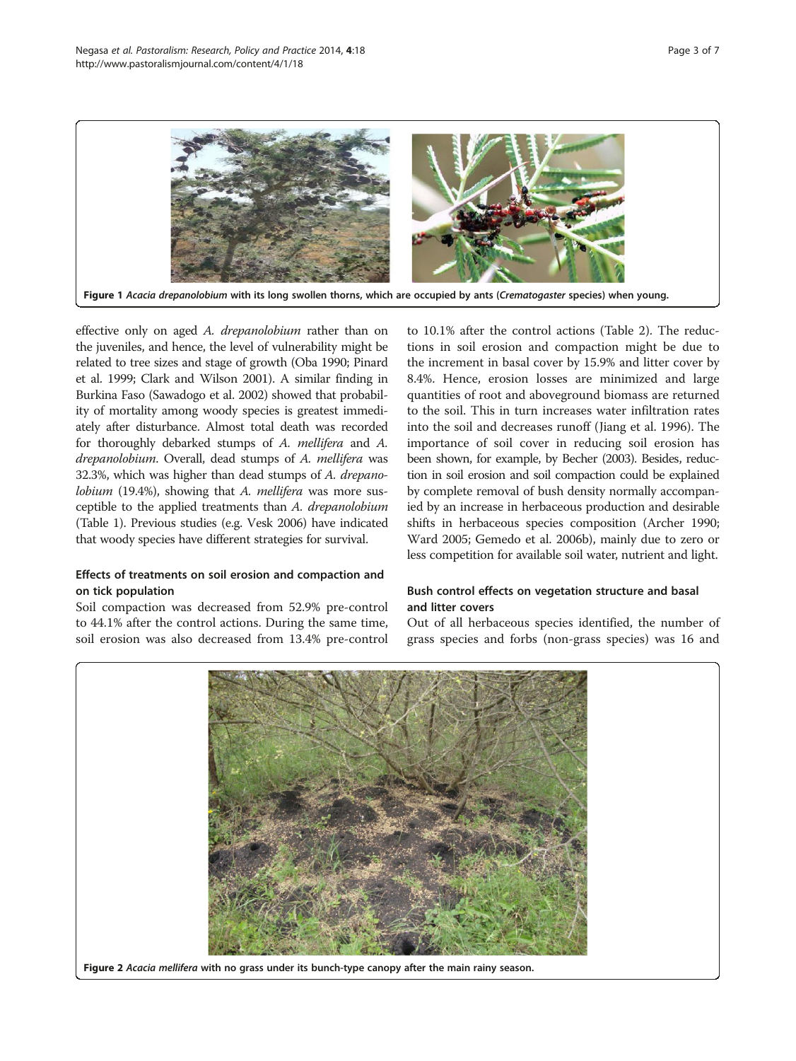**Figure 1** *Acacia drepanolobium* with its long swollen thorns, which are occupied by ants (*Crematogaster* species) when young.

effective only on aged *A. drepanolobium* rather than on the juveniles, and hence, the level of vulnerability might be related to tree sizes and stage of growth (Oba 1990; Pinard et al. 1999; Clark and Wilson 2001). A similar finding in Burkina Faso (Sawadogo et al. 2002) showed that probability of mortality among woody species is greatest immediately after disturbance. Almost total death was recorded for thoroughly debarked stumps of *A. mellifera* and *A. drepanolobium*. Overall, dead stumps of *A. mellifera* was 32.3%, which was higher than dead stumps of *A. drepanolobium* (19.4%), showing that *A. mellifera* was more susceptible to the applied treatments than *A. drepanolobium* (Table 1). Previous studies (e.g. Vesk 2006) have indicated that woody species have different strategies for survival.

### Effects of treatments on soil erosion and compaction and on tick population

Soil compaction was decreased from 52.9% pre-control to 44.1% after the control actions. During the same time, soil erosion was also decreased from 13.4% pre-control to 10.1% after the control actions (Table 2). The reductions in soil erosion and compaction might be due to the increment in basal cover by 15.9% and litter cover by 8.4%. Hence, erosion losses are minimized and large quantities of root and aboveground biomass are returned to the soil. This in turn increases water infiltration rates into the soil and decreases runoff (Jiang et al. 1996). The importance of soil cover in reducing soil erosion has been shown, for example, by Becher (2003). Besides, reduction in soil erosion and soil compaction could be explained by complete removal of bush density normally accompanied by an increase in herbaceous production and desirable shifts in herbaceous species composition (Archer 1990; Ward 2005; Gemedo et al. 2006b), mainly due to zero or less competition for available soil water, nutrient and light.

### Bush control effects on vegetation structure and basal and litter covers

Out of all herbaceous species identified, the number of grass species and forbs (non-grass species) was 16 and

**Figure 2** *Acacia mellifera* with no grass under its bunch-type canopy after the main rainy season.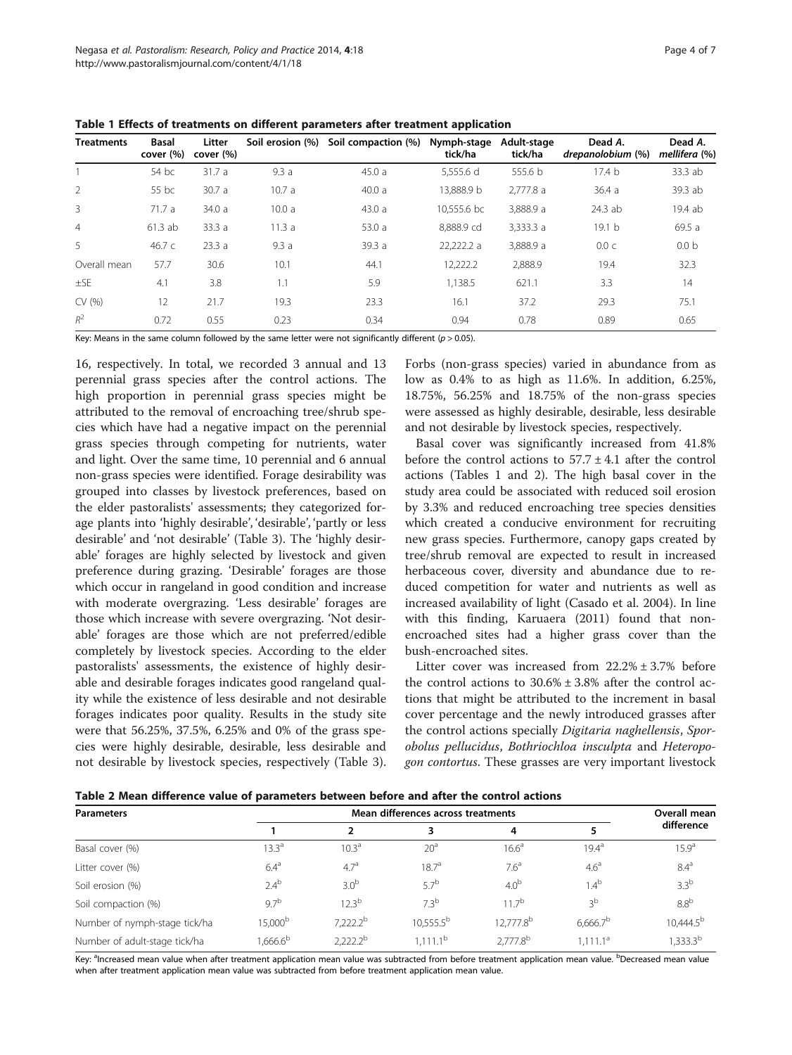**Table 1 Effects of treatments on different parameters after treatment application**

| Treatments | Basal cover (%) | Litter cover (%) | Soil erosion (%) | Soil compaction (%) | Nymph-stage tick/ha | Adult-stage tick/ha | Dead *A. drepanolobium* (%) | Dead *A. mellifera* (%) |
|---|---|---|---|---|---|---|---|---|
| 1 | 54 bc | 31.7 a | 9.3 a | 45.0 a | 5,555.6 d | 555.6 b | 17.4 b | 33.3 ab |
| 2 | 55 bc | 30.7 a | 10.7 a | 40.0 a | 13,888.9 b | 2,777.8 a | 36.4 a | 39.3 ab |
| 3 | 71.7 a | 34.0 a | 10.0 a | 43.0 a | 10,555.6 bc | 3,888.9 a | 24.3 ab | 19.4 ab |
| 4 | 61.3 ab | 33.3 a | 11.3 a | 53.0 a | 8,888.9 cd | 3,333.3 a | 19.1 b | 69.5 a |
| 5 | 46.7 c | 23.3 a | 9.3 a | 39.3 a | 22,222.2 a | 3,888.9 a | 0.0 c | 0.0 b |
| Overall mean | 57.7 | 30.6 | 10.1 | 44.1 | 12,222.2 | 2,888.9 | 19.4 | 32.3 |
| ±SE | 4.1 | 3.8 | 1.1 | 5.9 | 1,138.5 | 621.1 | 3.3 | 14 |
| CV (%) | 12 | 21.7 | 19.3 | 23.3 | 16.1 | 37.2 | 29.3 | 75.1 |
| $R^2$ | 0.72 | 0.55 | 0.23 | 0.34 | 0.94 | 0.78 | 0.89 | 0.65 |

Key: Means in the same column followed by the same letter were not significantly different ($p > 0.05$).

16, respectively. In total, we recorded 3 annual and 13 perennial grass species after the control actions. The high proportion in perennial grass species might be attributed to the removal of encroaching tree/shrub species which have had a negative impact on the perennial grass species through competing for nutrients, water and light. Over the same time, 10 perennial and 6 annual non-grass species were identified. Forage desirability was grouped into classes by livestock preferences, based on the elder pastoralists' assessments; they categorized forage plants into 'highly desirable', 'desirable', 'partly or less desirable' and 'not desirable' (Table 3). The 'highly desirable' forages are highly selected by livestock and given preference during grazing. 'Desirable' forages are those which occur in rangeland in good condition and increase with moderate overgrazing. 'Less desirable' forages are those which increase with severe overgrazing. 'Not desirable' forages are those which are not preferred/edible completely by livestock species. According to the elder pastoralists' assessments, the existence of highly desirable and desirable forages indicates good rangeland quality while the existence of less desirable and not desirable forages indicates poor quality. Results in the study site were that 56.25%, 37.5%, 6.25% and 0% of the grass species were highly desirable, desirable, less desirable and not desirable by livestock species, respectively (Table 3). Forbs (non-grass species) varied in abundance from as low as 0.4% to as high as 11.6%. In addition, 6.25%, 18.75%, 56.25% and 18.75% of the non-grass species were assessed as highly desirable, desirable, less desirable and not desirable by livestock species, respectively.

Basal cover was significantly increased from 41.8% before the control actions to $57.7 \pm 4.1$ after the control actions (Tables 1 and 2). The high basal cover in the study area could be associated with reduced soil erosion by 3.3% and reduced encroaching tree species densities which created a conducive environment for recruiting new grass species. Furthermore, canopy gaps created by tree/shrub removal are expected to result in increased herbaceous cover, diversity and abundance due to reduced competition for water and nutrients as well as increased availability of light (Casado et al. 2004). In line with this finding, Karuaera (2011) found that non-encroached sites had a higher grass cover than the bush-encroached sites.

Litter cover was increased from $22.2\% \pm 3.7\%$ before the control actions to $30.6\% \pm 3.8\%$ after the control actions that might be attributed to the increment in basal cover percentage and the newly introduced grasses after the control actions specially *Digitaria naghellensis*, *Sporobolus pellucidus*, *Bothriochloa insculpta* and *Heteropogon contortus*. These grasses are very important livestock

**Table 2 Mean difference value of parameters between before and after the control actions**

| Parameters | Mean differences across treatments | | | | | Overall mean difference |
|---|---|---|---|---|---|---|
| | 1 | 2 | 3 | 4 | 5 | |
| Basal cover (%) | 13.3[a] | 10.3[a] | 20[a] | 16.6[a] | 19.4[a] | 15.9[a] |
| Litter cover (%) | 6.4[a] | 4.7[a] | 18.7[a] | 7.6[a] | 4.6[a] | 8.4[a] |
| Soil erosion (%) | 2.4[b] | 3.0[b] | 5.7[b] | 4.0[b] | 1.4[b] | 3.3[b] |
| Soil compaction (%) | 9.7[b] | 12.3[b] | 7.3[b] | 11.7[b] | 3[b] | 8.8[b] |
| Number of nymph-stage tick/ha | 15,000[b] | 7,222.2[b] | 10,555.5[b] | 12,777.8[b] | 6,666.7[b] | 10,444.5[b] |
| Number of adult-stage tick/ha | 1,666.6[b] | 2,222.2[b] | 1,111.1[b] | 2,777.8[b] | 1,111.1[a] | 1,333.3[b] |

Key: [a]Increased mean value when after treatment application mean value was subtracted from before treatment application mean value. [b]Decreased mean value when after treatment application mean value was subtracted from before treatment application mean value.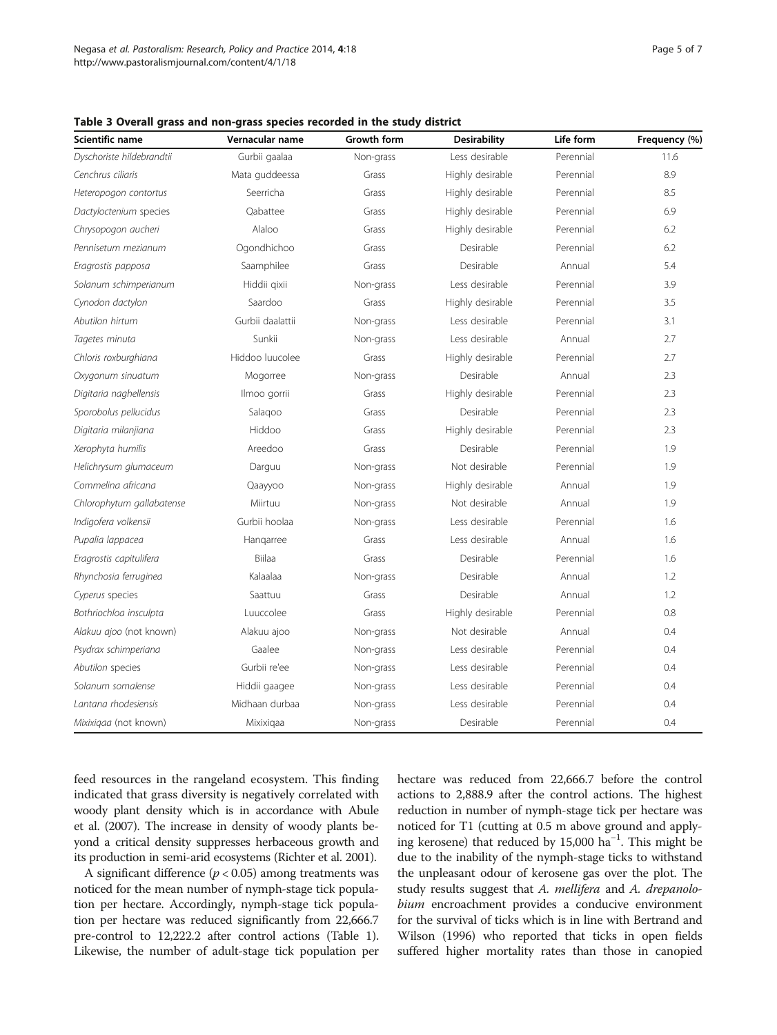**Table 3 Overall grass and non-grass species recorded in the study district**

| Scientific name | Vernacular name | Growth form | Desirability | Life form | Frequency (%) |
|---|---|---|---|---|---|
| *Dyschoriste hildebrandtii* | Gurbii gaalaa | Non-grass | Less desirable | Perennial | 11.6 |
| *Cenchrus ciliaris* | Mata guddeessa | Grass | Highly desirable | Perennial | 8.9 |
| *Heteropogon contortus* | Seerricha | Grass | Highly desirable | Perennial | 8.5 |
| *Dactyloctenium* species | Qabattee | Grass | Highly desirable | Perennial | 6.9 |
| *Chrysopogon aucheri* | Alaloo | Grass | Highly desirable | Perennial | 6.2 |
| *Pennisetum mezianum* | Ogondhichoo | Grass | Desirable | Perennial | 6.2 |
| *Eragrostis papposa* | Saamphilee | Grass | Desirable | Annual | 5.4 |
| *Solanum schimperianum* | Hiddii qixii | Non-grass | Less desirable | Perennial | 3.9 |
| *Cynodon dactylon* | Saardoo | Grass | Highly desirable | Perennial | 3.5 |
| *Abutilon hirtum* | Gurbii daalattii | Non-grass | Less desirable | Perennial | 3.1 |
| *Tagetes minuta* | Sunkii | Non-grass | Less desirable | Annual | 2.7 |
| *Chloris roxburghiana* | Hiddoo luucolee | Grass | Highly desirable | Perennial | 2.7 |
| *Oxygonum sinuatum* | Mogorree | Non-grass | Desirable | Annual | 2.3 |
| *Digitaria naghellensis* | Ilmoo gorrii | Grass | Highly desirable | Perennial | 2.3 |
| *Sporobolus pellucidus* | Salaqoo | Grass | Desirable | Perennial | 2.3 |
| *Digitaria milanjiana* | Hiddoo | Grass | Highly desirable | Perennial | 2.3 |
| *Xerophyta humilis* | Areedoo | Grass | Desirable | Perennial | 1.9 |
| *Helichrysum glumaceum* | Darguu | Non-grass | Not desirable | Perennial | 1.9 |
| *Commelina africana* | Qaayyoo | Non-grass | Highly desirable | Annual | 1.9 |
| *Chlorophytum gallabatense* | Miirtuu | Non-grass | Not desirable | Annual | 1.9 |
| *Indigofera volkensii* | Gurbii hoolaa | Non-grass | Less desirable | Perennial | 1.6 |
| *Pupalia lappacea* | Hanqarree | Grass | Less desirable | Annual | 1.6 |
| *Eragrostis capitulifera* | Biilaa | Grass | Desirable | Perennial | 1.6 |
| *Rhynchosia ferruginea* | Kalaalaa | Non-grass | Desirable | Annual | 1.2 |
| *Cyperus* species | Saattuu | Grass | Desirable | Annual | 1.2 |
| *Bothriochloa insculpta* | Luuccolee | Grass | Highly desirable | Perennial | 0.8 |
| *Alakuu ajoo* (not known) | Alakuu ajoo | Non-grass | Not desirable | Annual | 0.4 |
| *Psydrax schimperiana* | Gaalee | Non-grass | Less desirable | Perennial | 0.4 |
| *Abutilon* species | Gurbii re'ee | Non-grass | Less desirable | Perennial | 0.4 |
| *Solanum somalense* | Hiddii gaagee | Non-grass | Less desirable | Perennial | 0.4 |
| *Lantana rhodesiensis* | Midhaan durbaa | Non-grass | Less desirable | Perennial | 0.4 |
| *Mixixiqaa* (not known) | Mixixiqaa | Non-grass | Desirable | Perennial | 0.4 |

feed resources in the rangeland ecosystem. This finding indicated that grass diversity is negatively correlated with woody plant density which is in accordance with Abule et al. (2007). The increase in density of woody plants beyond a critical density suppresses herbaceous growth and its production in semi-arid ecosystems (Richter et al. 2001).

A significant difference ($p < 0.05$) among treatments was noticed for the mean number of nymph-stage tick population per hectare. Accordingly, nymph-stage tick population per hectare was reduced significantly from 22,666.7 pre-control to 12,222.2 after control actions (Table 1). Likewise, the number of adult-stage tick population per hectare was reduced from 22,666.7 before the control actions to 2,888.9 after the control actions. The highest reduction in number of nymph-stage tick per hectare was noticed for T1 (cutting at 0.5 m above ground and applying kerosene) that reduced by 15,000 $ha^{-1}$. This might be due to the inability of the nymph-stage ticks to withstand the unpleasant odour of kerosene gas over the plot. The study results suggest that *A. mellifera* and *A. drepanolobium* encroachment provides a conducive environment for the survival of ticks which is in line with Bertrand and Wilson (1996) who reported that ticks in open fields suffered higher mortality rates than those in canopied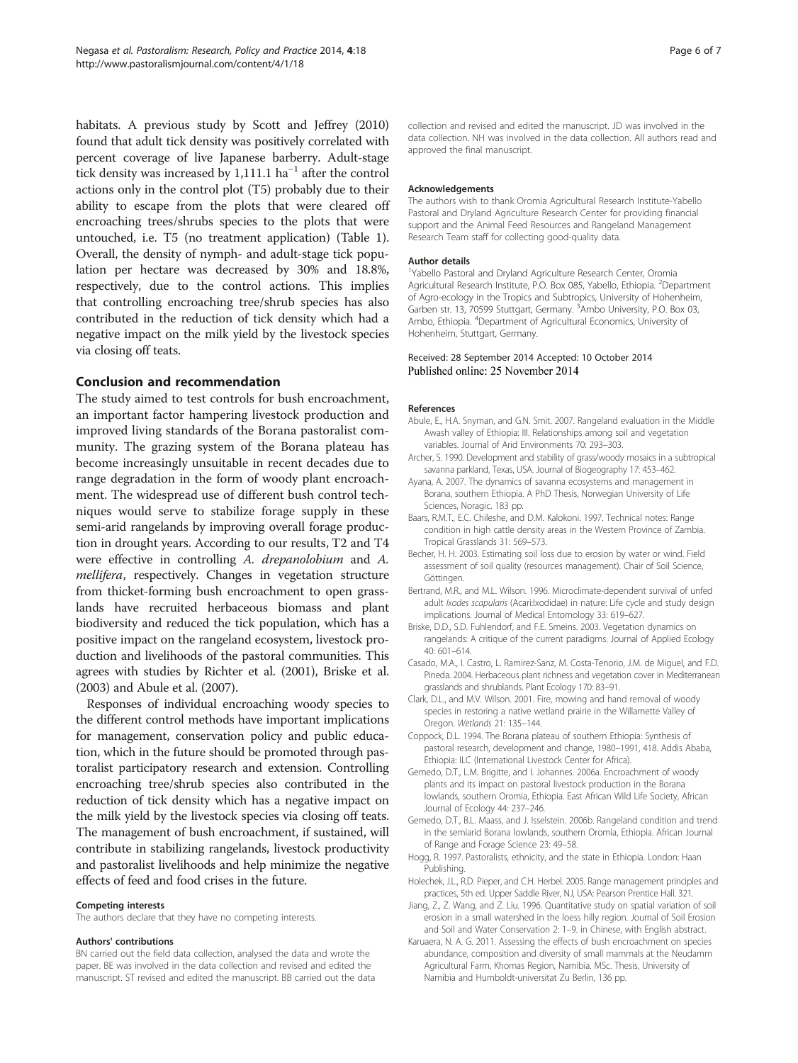habitats. A previous study by Scott and Jeffrey (2010) found that adult tick density was positively correlated with percent coverage of live Japanese barberry. Adult-stage tick density was increased by 1,111.1 $ha^{-1}$ after the control actions only in the control plot (T5) probably due to their ability to escape from the plots that were cleared off encroaching trees/shrubs species to the plots that were untouched, i.e. T5 (no treatment application) (Table 1). Overall, the density of nymph- and adult-stage tick population per hectare was decreased by 30% and 18.8%, respectively, due to the control actions. This implies that controlling encroaching tree/shrub species has also contributed in the reduction of tick density which had a negative impact on the milk yield by the livestock species via closing off teats.

## Conclusion and recommendation

The study aimed to test controls for bush encroachment, an important factor hampering livestock production and improved living standards of the Borana pastoralist community. The grazing system of the Borana plateau has become increasingly unsuitable in recent decades due to range degradation in the form of woody plant encroachment. The widespread use of different bush control techniques would serve to stabilize forage supply in these semi-arid rangelands by improving overall forage production in drought years. According to our results, T2 and T4 were effective in controlling *A. drepanolobium* and *A. mellifera*, respectively. Changes in vegetation structure from thicket-forming bush encroachment to open grasslands have recruited herbaceous biomass and plant biodiversity and reduced the tick population, which has a positive impact on the rangeland ecosystem, livestock production and livelihoods of the pastoral communities. This agrees with studies by Richter et al. (2001), Briske et al. (2003) and Abule et al. (2007).

Responses of individual encroaching woody species to the different control methods have important implications for management, conservation policy and public education, which in the future should be promoted through pastoralist participatory research and extension. Controlling encroaching tree/shrub species also contributed in the reduction of tick density which has a negative impact on the milk yield by the livestock species via closing off teats. The management of bush encroachment, if sustained, will contribute in stabilizing rangelands, livestock productivity and pastoralist livelihoods and help minimize the negative effects of feed and food crises in the future.

#### Competing interests

The authors declare that they have no competing interests.

#### Authors' contributions

BN carried out the field data collection, analysed the data and wrote the paper. BE was involved in the data collection and revised and edited the manuscript. ST revised and edited the manuscript. BB carried out the data collection and revised and edited the manuscript. JD was involved in the data collection. NH was involved in the data collection. All authors read and approved the final manuscript.

#### Acknowledgements

The authors wish to thank Oromia Agricultural Research Institute-Yabello Pastoral and Dryland Agriculture Research Center for providing financial support and the Animal Feed Resources and Rangeland Management Research Team staff for collecting good-quality data.

#### Author details

[1]Yabello Pastoral and Dryland Agriculture Research Center, Oromia Agricultural Research Institute, P.O. Box 085, Yabello, Ethiopia. [2]Department of Agro-ecology in the Tropics and Subtropics, University of Hohenheim, Garben str. 13, 70599 Stuttgart, Germany. [3]Ambo University, P.O. Box 03, Ambo, Ethiopia. [4]Department of Agricultural Economics, University of Hohenheim, Stuttgart, Germany.

Received: 28 September 2014 Accepted: 10 October 2014
Published online: 25 November 2014

#### References

- Abule, E., H.A. Snyman, and G.N. Smit. 2007. Rangeland evaluation in the Middle Awash valley of Ethiopia: III. Relationships among soil and vegetation variables. Journal of Arid Environments 70: 293–303.
- Archer, S. 1990. Development and stability of grass/woody mosaics in a subtropical savanna parkland, Texas, USA. Journal of Biogeography 17: 453–462.
- Ayana, A. 2007. The dynamics of savanna ecosystems and management in Borana, southern Ethiopia. A PhD Thesis, Norwegian University of Life Sciences, Noragic. 183 pp.
- Baars, R.M.T., E.C. Chileshe, and D.M. Kalokoni. 1997. Technical notes: Range condition in high cattle density areas in the Western Province of Zambia. Tropical Grasslands 31: 569–573.
- Becher, H. H. 2003. Estimating soil loss due to erosion by water or wind. Field assessment of soil quality (resources management). Chair of Soil Science, Göttingen.
- Bertrand, M.R., and M.L. Wilson. 1996. Microclimate-dependent survival of unfed adult *Ixodes scapularis* (Acari:Ixodidae) in nature: Life cycle and study design implications. Journal of Medical Entomology 33: 619–627.
- Briske, D.D., S.D. Fuhlendorf, and F.E. Smeins. 2003. Vegetation dynamics on rangelands: A critique of the current paradigms. Journal of Applied Ecology 40: 601–614.
- Casado, M.A., I. Castro, L. Ramirez-Sanz, M. Costa-Tenorio, J.M. de Miguel, and F.D. Pineda. 2004. Herbaceous plant richness and vegetation cover in Mediterranean grasslands and shrublands. Plant Ecology 170: 83–91.
- Clark, D.L., and M.V. Wilson. 2001. Fire, mowing and hand removal of woody species in restoring a native wetland prairie in the Willamette Valley of Oregon. *Wetlands* 21: 135–144.
- Coppock, D.L. 1994. The Borana plateau of southern Ethiopia: Synthesis of pastoral research, development and change, 1980–1991, 418. Addis Ababa, Ethiopia: ILC (International Livestock Center for Africa).
- Gemedo, D.T., L.M. Brigitte, and I. Johannes. 2006a. Encroachment of woody plants and its impact on pastoral livestock production in the Borana lowlands, southern Oromia, Ethiopia. East African Wild Life Society, African Journal of Ecology 44: 237–246.
- Gemedo, D.T., B.L. Maass, and J. Isselstein. 2006b. Rangeland condition and trend in the semiarid Borana lowlands, southern Oromia, Ethiopia. African Journal of Range and Forage Science 23: 49–58.
- Hogg, R. 1997. Pastoralists, ethnicity, and the state in Ethiopia. London: Haan Publishing.
- Holechek, J.L., R.D. Pieper, and C.H. Herbel. 2005. Range management principles and practices, 5th ed. Upper Saddle River, NJ, USA: Pearson Prentice Hall. 321.
- Jiang, Z., Z. Wang, and Z. Liu. 1996. Quantitative study on spatial variation of soil erosion in a small watershed in the loess hilly region. Journal of Soil Erosion and Soil and Water Conservation 2: 1–9. in Chinese, with English abstract.
- Karuaera, N. A. G. 2011. Assessing the effects of bush encroachment on species abundance, composition and diversity of small mammals at the Neudamm Agricultural Farm, Khomas Region, Namibia. MSc. Thesis, University of Namibia and Humboldt-universitat Zu Berlin, 136 pp.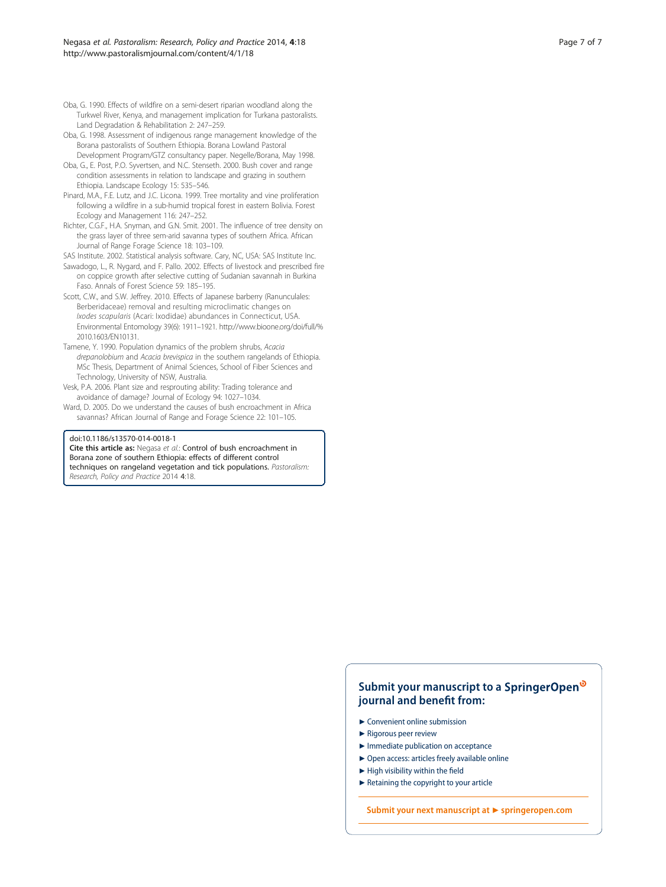Oba, G. 1990. Effects of wildfire on a semi-desert riparian woodland along the Turkwel River, Kenya, and management implication for Turkana pastoralists. Land Degradation & Rehabilitation 2: 247–259.

Oba, G. 1998. Assessment of indigenous range management knowledge of the Borana pastoralists of Southern Ethiopia. Borana Lowland Pastoral Development Program/GTZ consultancy paper. Negelle/Borana, May 1998.

Oba, G., E. Post, P.O. Syvertsen, and N.C. Stenseth. 2000. Bush cover and range condition assessments in relation to landscape and grazing in southern Ethiopia. Landscape Ecology 15: 535–546.

Pinard, M.A., F.E. Lutz, and J.C. Licona. 1999. Tree mortality and vine proliferation following a wildfire in a sub-humid tropical forest in eastern Bolivia. Forest Ecology and Management 116: 247–252.

Richter, C.G.F., H.A. Snyman, and G.N. Smit. 2001. The influence of tree density on the grass layer of three sem-arid savanna types of southern Africa. African Journal of Range Forage Science 18: 103–109.

SAS Institute. 2002. Statistical analysis software. Cary, NC, USA: SAS Institute Inc.

Sawadogo, L., R. Nygard, and F. Pallo. 2002. Effects of livestock and prescribed fire on coppice growth after selective cutting of Sudanian savannah in Burkina Faso. Annals of Forest Science 59: 185–195.

Scott, C.W., and S.W. Jeffrey. 2010. Effects of Japanese barberry (Ranunculales: Berberidaceae) removal and resulting microclimatic changes on *Ixodes scapularis* (Acari: Ixodidae) abundances in Connecticut, USA. Environmental Entomology 39(6): 1911–1921. http://www.bioone.org/doi/full/%2010.1603/EN10131.

Tamene, Y. 1990. Population dynamics of the problem shrubs, *Acacia drepanolobium* and *Acacia brevispica* in the southern rangelands of Ethiopia. MSc Thesis, Department of Animal Sciences, School of Fiber Sciences and Technology, University of NSW, Australia.

Vesk, P.A. 2006. Plant size and resprouting ability: Trading tolerance and avoidance of damage? Journal of Ecology 94: 1027–1034.

Ward, D. 2005. Do we understand the causes of bush encroachment in Africa savannas? African Journal of Range and Forage Science 22: 101–105.

doi:10.1186/s13570-014-0018-1

**Cite this article as:** Negasa *et al.*: Control of bush encroachment in Borana zone of southern Ethiopia: effects of different control techniques on rangeland vegetation and tick populations. *Pastoralism: Research, Policy and Practice* 2014 **4**:18.

**Submit your manuscript to a SpringerOpen journal and benefit from:**

- ► Convenient online submission
- ► Rigorous peer review
- ► Immediate publication on acceptance
- ► Open access: articles freely available online
- ► High visibility within the field
- ► Retaining the copyright to your article

**Submit your next manuscript at ► springeropen.com**